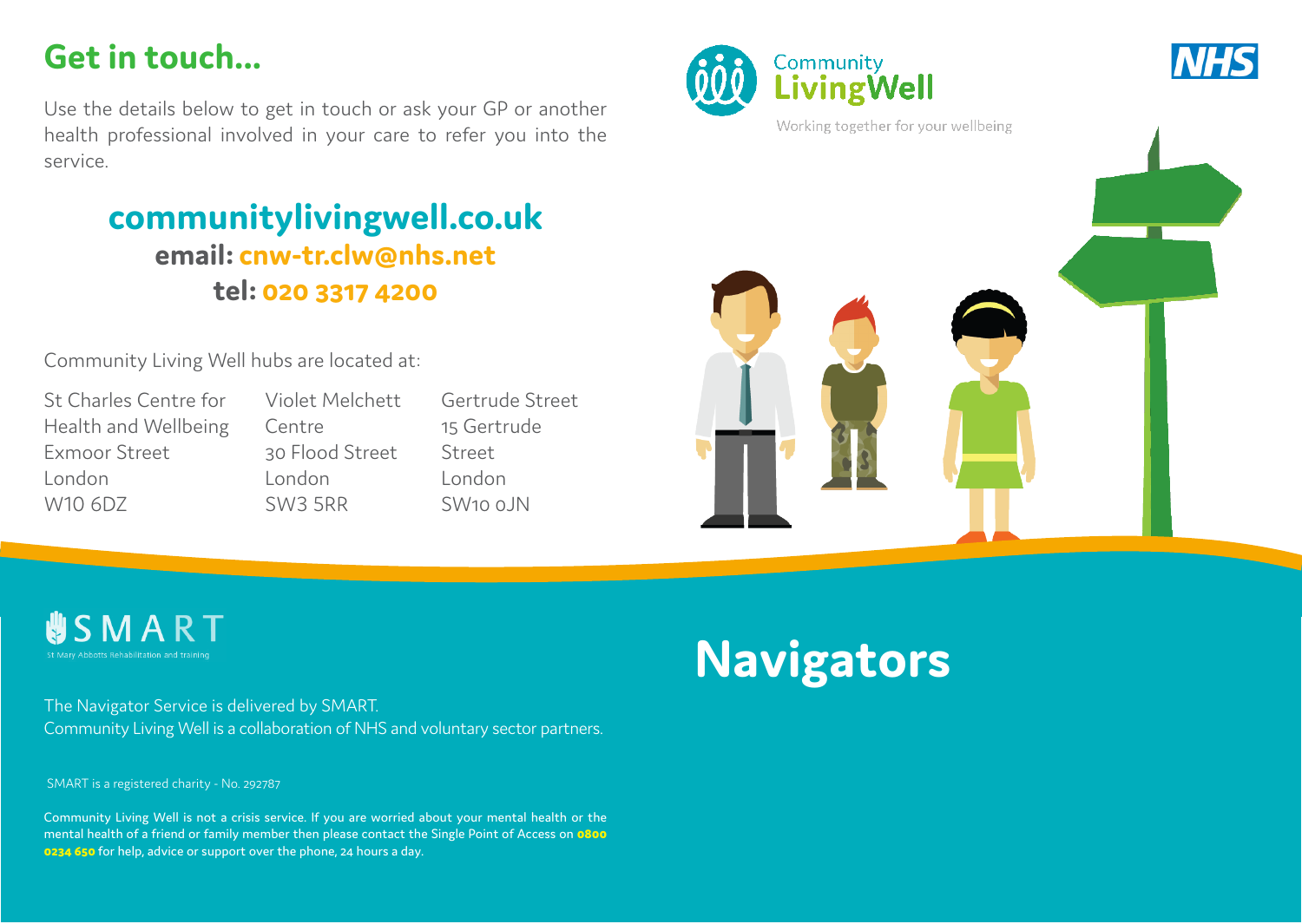## Get in touch...

Use the details below to get in touch or ask your GP or another health professional involved in your care to refer you into the service.

**communitylivingwell.co.uk**

**email: cnw-tr.clw@nhs.net**

**tel: 020 3317 4200**

Community Living Well hubs are located at:

St Charles Centre for Health and Wellbeing
Exmoor Street
London
W10 6DZ

Violet Melchett Centre
30 Flood Street
London
SW3 5RR

Gertrude Street
15 Gertrude Street
London
SW10 0JN

Community LivingWell

Working together for your wellbeing

NHS

SMART

St Mary Abbotts Rehabilitation and training

The Navigator Service is delivered by SMART.
Community Living Well is a collaboration of NHS and voluntary sector partners.

SMART is a registered charity - No. 292787

Community Living Well is not a crisis service. If you are worried about your mental health or the mental health of a friend or family member then please contact the Single Point of Access on **0800 0234 650** for help, advice or support over the phone, 24 hours a day.

# Navigators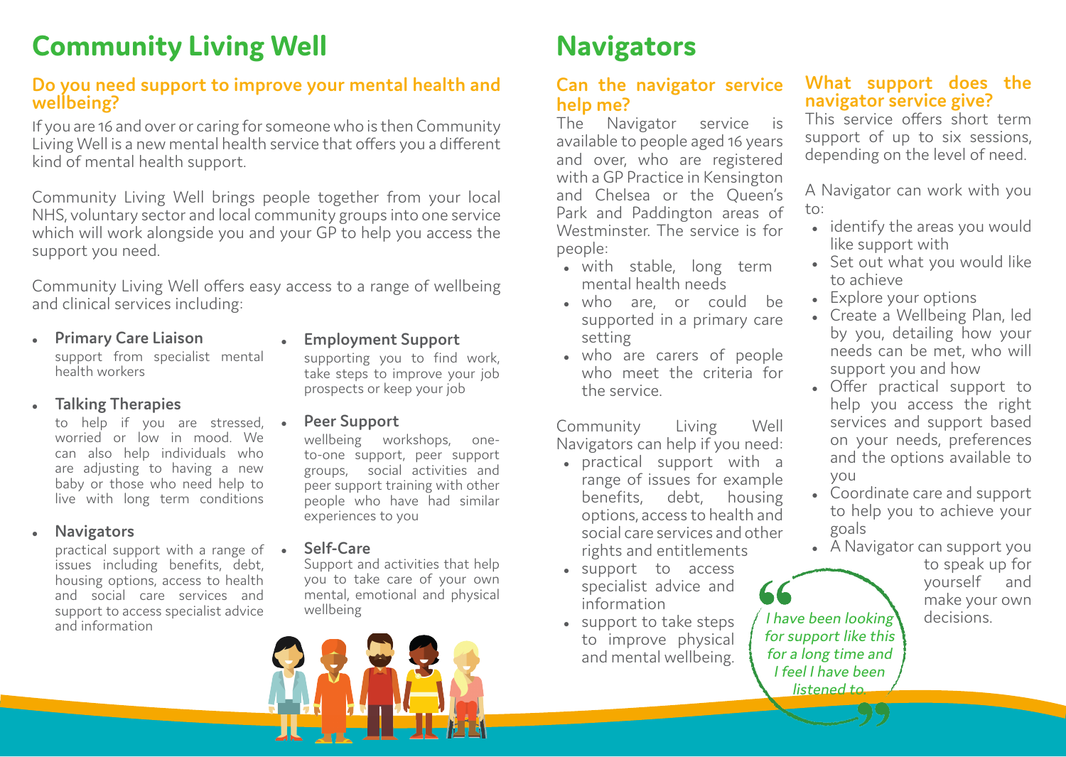# Community Living Well

## Do you need support to improve your mental health and wellbeing?

If you are 16 and over or caring for someone who is then Community Living Well is a new mental health service that offers you a different kind of mental health support.

Community Living Well brings people together from your local NHS, voluntary sector and local community groups into one service which will work alongside you and your GP to help you access the support you need.

Community Living Well offers easy access to a range of wellbeing and clinical services including:

- **Primary Care Liaison**
  support from specialist mental health workers
- **Talking Therapies**
  to help if you are stressed, worried or low in mood. We can also help individuals who are adjusting to having a new baby or those who need help to live with long term conditions
- **Navigators**
  practical support with a range of issues including benefits, debt, housing options, access to health and social care services and support to access specialist advice and information
- **Employment Support**
  supporting you to find work, take steps to improve your job prospects or keep your job
- **Peer Support**
  wellbeing workshops, one-to-one support, peer support groups, social activities and peer support training with other people who have had similar experiences to you
- **Self-Care**
  Support and activities that help you to take care of your own mental, emotional and physical wellbeing

# Navigators

## Can the navigator service help me?

The Navigator service is available to people aged 16 years and over, who are registered with a GP Practice in Kensington and Chelsea or the Queen's Park and Paddington areas of Westminster. The service is for people:

- with stable, long term mental health needs
- who are, or could be supported in a primary care setting
- who are carers of people who meet the criteria for the service.

Community Living Well Navigators can help if you need:

- practical support with a range of issues for example benefits, debt, housing options, access to health and social care services and other rights and entitlements
- support to access specialist advice and information
- support to take steps to improve physical and mental wellbeing.

## What support does the navigator service give?

This service offers short term support of up to six sessions, depending on the level of need.

A Navigator can work with you to:

- identify the areas you would like support with
- Set out what you would like to achieve
- Explore your options
- Create a Wellbeing Plan, led by you, detailing how your needs can be met, who will support you and how
- Offer practical support to help you access the right services and support based on your needs, preferences and the options available to you
- Coordinate care and support to help you to achieve your goals
- A Navigator can support you to speak up for yourself and make your own decisions.

*"I have been looking for support like this for a long time and I feel I have been listened to."*